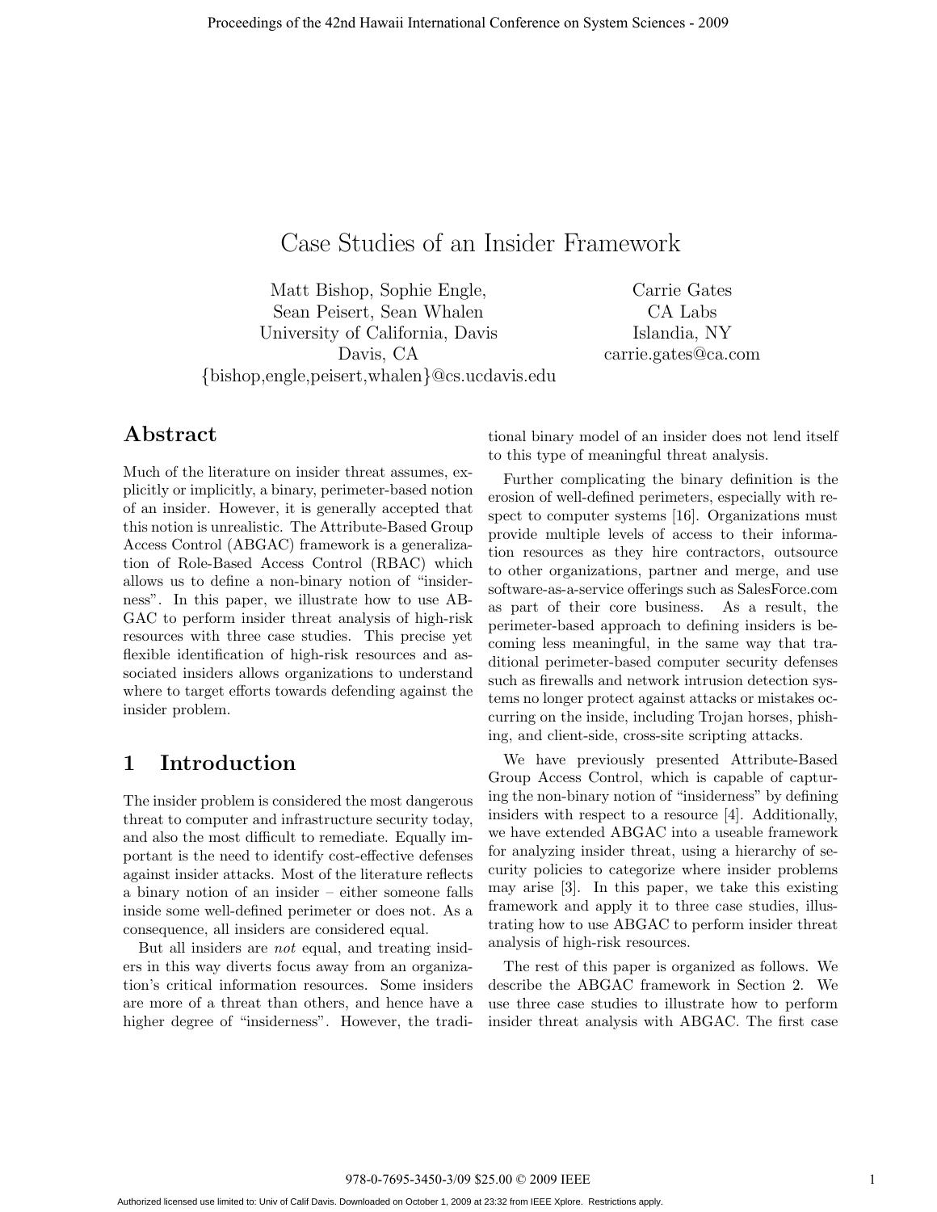# Case Studies of an Insider Framework

Matt Bishop, Sophie Engle,
Sean Peisert, Sean Whalen
University of California, Davis
Davis, CA
{bishop,engle,peisert,whalen}@cs.ucdavis.edu

Carrie Gates
CA Labs
Islandia, NY
carrie.gates@ca.com

## Abstract

Much of the literature on insider threat assumes, explicitly or implicitly, a binary, perimeter-based notion of an insider. However, it is generally accepted that this notion is unrealistic. The Attribute-Based Group Access Control (ABGAC) framework is a generalization of Role-Based Access Control (RBAC) which allows us to define a non-binary notion of "insiderness". In this paper, we illustrate how to use ABGAC to perform insider threat analysis of high-risk resources with three case studies. This precise yet flexible identification of high-risk resources and associated insiders allows organizations to understand where to target efforts towards defending against the insider problem.

## 1 Introduction

The insider problem is considered the most dangerous threat to computer and infrastructure security today, and also the most difficult to remediate. Equally important is the need to identify cost-effective defenses against insider attacks. Most of the literature reflects a binary notion of an insider – either someone falls inside some well-defined perimeter or does not. As a consequence, all insiders are considered equal.

But all insiders are *not* equal, and treating insiders in this way diverts focus away from an organization's critical information resources. Some insiders are more of a threat than others, and hence have a higher degree of "insiderness". However, the traditional binary model of an insider does not lend itself to this type of meaningful threat analysis.

Further complicating the binary definition is the erosion of well-defined perimeters, especially with respect to computer systems [16]. Organizations must provide multiple levels of access to their information resources as they hire contractors, outsource to other organizations, partner and merge, and use software-as-a-service offerings such as SalesForce.com as part of their core business. As a result, the perimeter-based approach to defining insiders is becoming less meaningful, in the same way that traditional perimeter-based computer security defenses such as firewalls and network intrusion detection systems no longer protect against attacks or mistakes occurring on the inside, including Trojan horses, phishing, and client-side, cross-site scripting attacks.

We have previously presented Attribute-Based Group Access Control, which is capable of capturing the non-binary notion of "insiderness" by defining insiders with respect to a resource [4]. Additionally, we have extended ABGAC into a useable framework for analyzing insider threat, using a hierarchy of security policies to categorize where insider problems may arise [3]. In this paper, we take this existing framework and apply it to three case studies, illustrating how to use ABGAC to perform insider threat analysis of high-risk resources.

The rest of this paper is organized as follows. We describe the ABGAC framework in Section 2. We use three case studies to illustrate how to perform insider threat analysis with ABGAC. The first case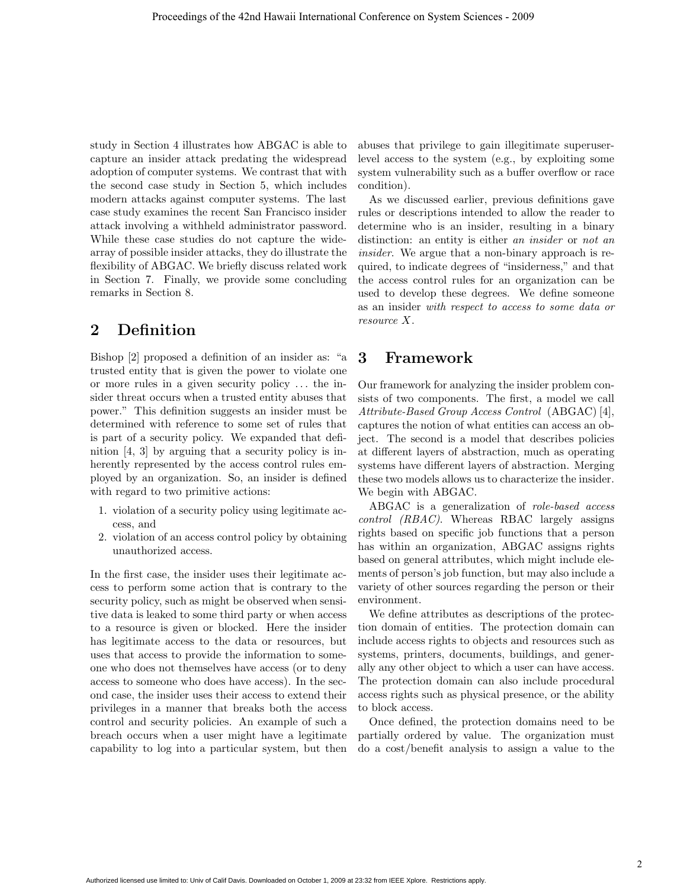study in Section 4 illustrates how ABGAC is able to capture an insider attack predating the widespread adoption of computer systems. We contrast that with the second case study in Section 5, which includes modern attacks against computer systems. The last case study examines the recent San Francisco insider attack involving a withheld administrator password. While these case studies do not capture the wide-array of possible insider attacks, they do illustrate the flexibility of ABGAC. We briefly discuss related work in Section 7. Finally, we provide some concluding remarks in Section 8.

## 2 Definition

Bishop [2] proposed a definition of an insider as: "a trusted entity that is given the power to violate one or more rules in a given security policy . . . the insider threat occurs when a trusted entity abuses that power." This definition suggests an insider must be determined with reference to some set of rules that is part of a security policy. We expanded that definition [4, 3] by arguing that a security policy is inherently represented by the access control rules employed by an organization. So, an insider is defined with regard to two primitive actions:

1. violation of a security policy using legitimate access, and
2. violation of an access control policy by obtaining unauthorized access.

In the first case, the insider uses their legitimate access to perform some action that is contrary to the security policy, such as might be observed when sensitive data is leaked to some third party or when access to a resource is given or blocked. Here the insider has legitimate access to the data or resources, but uses that access to provide the information to someone who does not themselves have access (or to deny access to someone who does have access). In the second case, the insider uses their access to extend their privileges in a manner that breaks both the access control and security policies. An example of such a breach occurs when a user might have a legitimate capability to log into a particular system, but then abuses that privilege to gain illegitimate superuser-level access to the system (e.g., by exploiting some system vulnerability such as a buffer overflow or race condition).

As we discussed earlier, previous definitions gave rules or descriptions intended to allow the reader to determine who is an insider, resulting in a binary distinction: an entity is either *an insider* or *not an insider*. We argue that a non-binary approach is required, to indicate degrees of "insiderness," and that the access control rules for an organization can be used to develop these degrees. We define someone as an insider *with respect to access to some data or resource X*.

## 3 Framework

Our framework for analyzing the insider problem consists of two components. The first, a model we call *Attribute-Based Group Access Control* (ABGAC) [4], captures the notion of what entities can access an object. The second is a model that describes policies at different layers of abstraction, much as operating systems have different layers of abstraction. Merging these two models allows us to characterize the insider. We begin with ABGAC.

ABGAC is a generalization of *role-based access control (RBAC)*. Whereas RBAC largely assigns rights based on specific job functions that a person has within an organization, ABGAC assigns rights based on general attributes, which might include elements of person's job function, but may also include a variety of other sources regarding the person or their environment.

We define attributes as descriptions of the protection domain of entities. The protection domain can include access rights to objects and resources such as systems, printers, documents, buildings, and generally any other object to which a user can have access. The protection domain can also include procedural access rights such as physical presence, or the ability to block access.

Once defined, the protection domains need to be partially ordered by value. The organization must do a cost/benefit analysis to assign a value to the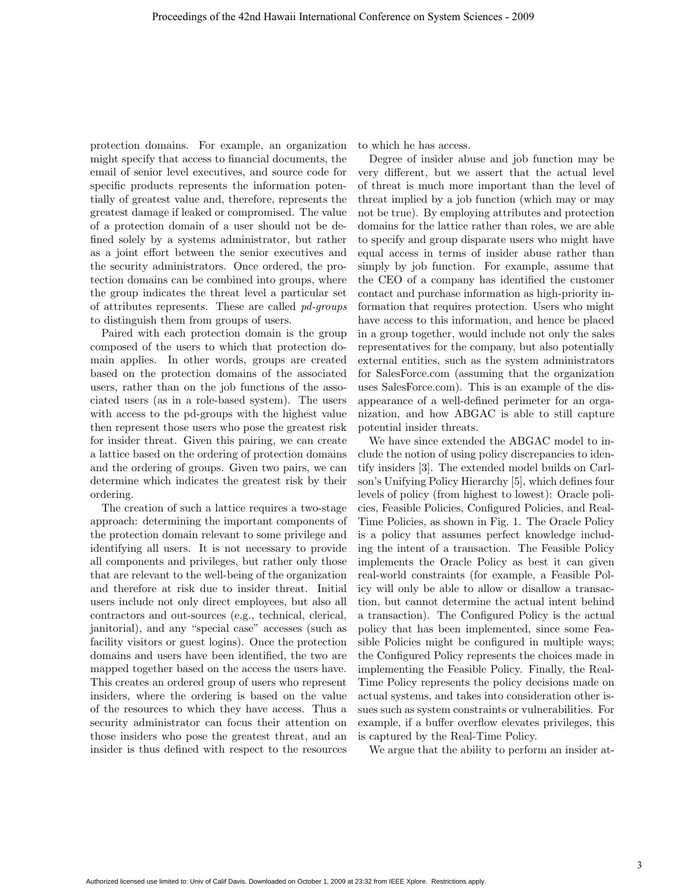protection domains. For example, an organization might specify that access to financial documents, the email of senior level executives, and source code for specific products represents the information potentially of greatest value and, therefore, represents the greatest damage if leaked or compromised. The value of a protection domain of a user should not be defined solely by a systems administrator, but rather as a joint effort between the senior executives and the security administrators. Once ordered, the protection domains can be combined into groups, where the group indicates the threat level a particular set of attributes represents. These are called *pd-groups* to distinguish them from groups of users.

Paired with each protection domain is the group composed of the users to which that protection domain applies. In other words, groups are created based on the protection domains of the associated users, rather than on the job functions of the associated users (as in a role-based system). The users with access to the pd-groups with the highest value then represent those users who pose the greatest risk for insider threat. Given this pairing, we can create a lattice based on the ordering of protection domains and the ordering of groups. Given two pairs, we can determine which indicates the greatest risk by their ordering.

The creation of such a lattice requires a two-stage approach: determining the important components of the protection domain relevant to some privilege and identifying all users. It is not necessary to provide all components and privileges, but rather only those that are relevant to the well-being of the organization and therefore at risk due to insider threat. Initial users include not only direct employees, but also all contractors and out-sources (e.g., technical, clerical, janitorial), and any "special case" accesses (such as facility visitors or guest logins). Once the protection domains and users have been identified, the two are mapped together based on the access the users have. This creates an ordered group of users who represent insiders, where the ordering is based on the value of the resources to which they have access. Thus a security administrator can focus their attention on those insiders who pose the greatest threat, and an insider is thus defined with respect to the resources to which he has access.

Degree of insider abuse and job function may be very different, but we assert that the actual level of threat is much more important than the level of threat implied by a job function (which may or may not be true). By employing attributes and protection domains for the lattice rather than roles, we are able to specify and group disparate users who might have equal access in terms of insider abuse rather than simply by job function. For example, assume that the CEO of a company has identified the customer contact and purchase information as high-priority information that requires protection. Users who might have access to this information, and hence be placed in a group together, would include not only the sales representatives for the company, but also potentially external entities, such as the system administrators for SalesForce.com (assuming that the organization uses SalesForce.com). This is an example of the disappearance of a well-defined perimeter for an organization, and how ABGAC is able to still capture potential insider threats.

We have since extended the ABGAC model to include the notion of using policy discrepancies to identify insiders [3]. The extended model builds on Carlson's Unifying Policy Hierarchy [5], which defines four levels of policy (from highest to lowest): Oracle policies, Feasible Policies, Configured Policies, and Real-Time Policies, as shown in Fig. 1. The Oracle Policy is a policy that assumes perfect knowledge including the intent of a transaction. The Feasible Policy implements the Oracle Policy as best it can given real-world constraints (for example, a Feasible Policy will only be able to allow or disallow a transaction, but cannot determine the actual intent behind a transaction). The Configured Policy is the actual policy that has been implemented, since some Feasible Policies might be configured in multiple ways; the Configured Policy represents the choices made in implementing the Feasible Policy. Finally, the Real-Time Policy represents the policy decisions made on actual systems, and takes into consideration other issues such as system constraints or vulnerabilities. For example, if a buffer overflow elevates privileges, this is captured by the Real-Time Policy.

We argue that the ability to perform an insider at-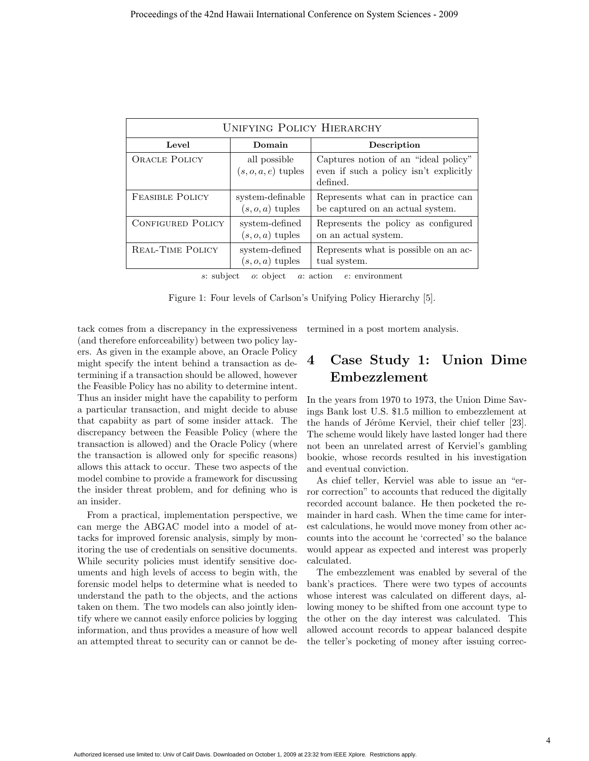| UNIFYING POLICY HIERARCHY | | |
|---|---|---|
| **Level** | **Domain** | **Description** |
| ORACLE POLICY | all possible $(s, o, a, e)$ tuples | Captures notion of an "ideal policy" even if such a policy isn't explicitly defined. |
| FEASIBLE POLICY | system-definable $(s, o, a)$ tuples | Represents what can in practice can be captured on an actual system. |
| CONFIGURED POLICY | system-defined $(s, o, a)$ tuples | Represents the policy as configured on an actual system. |
| REAL-TIME POLICY | system-defined $(s, o, a)$ tuples | Represents what is possible on an actual system. |

$s$: subject $o$: object $a$: action $e$: environment

Figure 1: Four levels of Carlson's Unifying Policy Hierarchy [5].

tack comes from a discrepancy in the expressiveness (and therefore enforceability) between two policy layers. As given in the example above, an Oracle Policy might specify the intent behind a transaction as determining if a transaction should be allowed, however the Feasible Policy has no ability to determine intent. Thus an insider might have the capability to perform a particular transaction, and might decide to abuse that capabiity as part of some insider attack. The discrepancy between the Feasible Policy (where the transaction is allowed) and the Oracle Policy (where the transaction is allowed only for specific reasons) allows this attack to occur. These two aspects of the model combine to provide a framework for discussing the insider threat problem, and for defining who is an insider.

From a practical, implementation perspective, we can merge the ABGAC model into a model of attacks for improved forensic analysis, simply by monitoring the use of credentials on sensitive documents. While security policies must identify sensitive documents and high levels of access to begin with, the forensic model helps to determine what is needed to understand the path to the objects, and the actions taken on them. The two models can also jointly identify where we cannot easily enforce policies by logging information, and thus provides a measure of how well an attempted threat to security can or cannot be determined in a post mortem analysis.

# 4 Case Study 1: Union Dime Embezzlement

In the years from 1970 to 1973, the Union Dime Savings Bank lost U.S. $1.5 million to embezzlement at the hands of Jérôme Kerviel, their chief teller [23]. The scheme would likely have lasted longer had there not been an unrelated arrest of Kerviel's gambling bookie, whose records resulted in his investigation and eventual conviction.

As chief teller, Kerviel was able to issue an "error correction" to accounts that reduced the digitally recorded account balance. He then pocketed the remainder in hard cash. When the time came for interest calculations, he would move money from other accounts into the account he 'corrected' so the balance would appear as expected and interest was properly calculated.

The embezzlement was enabled by several of the bank's practices. There were two types of accounts whose interest was calculated on different days, allowing money to be shifted from one account type to the other on the day interest was calculated. This allowed account records to appear balanced despite the teller's pocketing of money after issuing correc-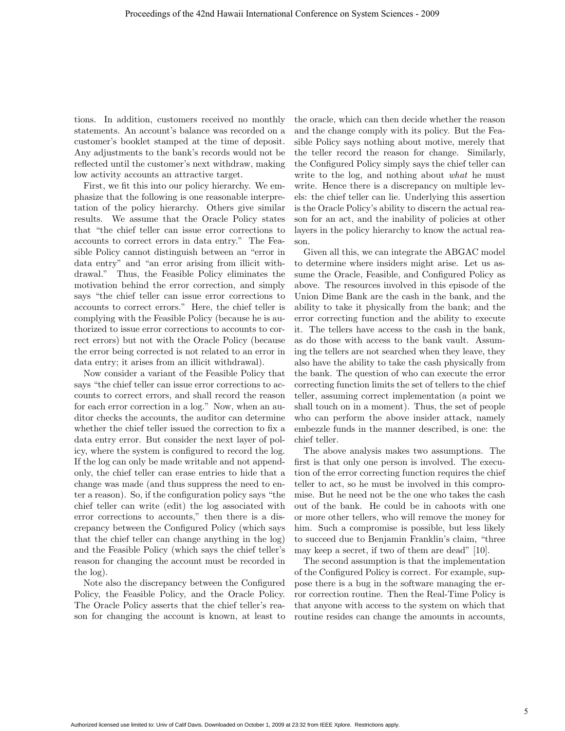tions. In addition, customers received no monthly statements. An account's balance was recorded on a customer's booklet stamped at the time of deposit. Any adjustments to the bank's records would not be reflected until the customer's next withdraw, making low activity accounts an attractive target.

First, we fit this into our policy hierarchy. We emphasize that the following is one reasonable interpretation of the policy hierarchy. Others give similar results. We assume that the Oracle Policy states that "the chief teller can issue error corrections to accounts to correct errors in data entry." The Feasible Policy cannot distinguish between an "error in data entry" and "an error arising from illicit withdrawal." Thus, the Feasible Policy eliminates the motivation behind the error correction, and simply says "the chief teller can issue error corrections to accounts to correct errors." Here, the chief teller is complying with the Feasible Policy (because he is authorized to issue error corrections to accounts to correct errors) but not with the Oracle Policy (because the error being corrected is not related to an error in data entry; it arises from an illicit withdrawal).

Now consider a variant of the Feasible Policy that says "the chief teller can issue error corrections to accounts to correct errors, and shall record the reason for each error correction in a log." Now, when an auditor checks the accounts, the auditor can determine whether the chief teller issued the correction to fix a data entry error. But consider the next layer of policy, where the system is configured to record the log. If the log can only be made writable and not append-only, the chief teller can erase entries to hide that a change was made (and thus suppress the need to enter a reason). So, if the configuration policy says "the chief teller can write (edit) the log associated with error corrections to accounts," then there is a discrepancy between the Configured Policy (which says that the chief teller can change anything in the log) and the Feasible Policy (which says the chief teller's reason for changing the account must be recorded in the log).

Note also the discrepancy between the Configured Policy, the Feasible Policy, and the Oracle Policy. The Oracle Policy asserts that the chief teller's reason for changing the account is known, at least to the oracle, which can then decide whether the reason and the change comply with its policy. But the Feasible Policy says nothing about motive, merely that the teller record the reason for change. Similarly, the Configured Policy simply says the chief teller can write to the log, and nothing about *what* he must write. Hence there is a discrepancy on multiple levels: the chief teller can lie. Underlying this assertion is the Oracle Policy's ability to discern the actual reason for an act, and the inability of policies at other layers in the policy hierarchy to know the actual reason.

Given all this, we can integrate the ABGAC model to determine where insiders might arise. Let us assume the Oracle, Feasible, and Configured Policy as above. The resources involved in this episode of the Union Dime Bank are the cash in the bank, and the ability to take it physically from the bank; and the error correcting function and the ability to execute it. The tellers have access to the cash in the bank, as do those with access to the bank vault. Assuming the tellers are not searched when they leave, they also have the ability to take the cash physically from the bank. The question of who can execute the error correcting function limits the set of tellers to the chief teller, assuming correct implementation (a point we shall touch on in a moment). Thus, the set of people who can perform the above insider attack, namely embezzle funds in the manner described, is one: the chief teller.

The above analysis makes two assumptions. The first is that only one person is involved. The execution of the error correcting function requires the chief teller to act, so he must be involved in this compromise. But he need not be the one who takes the cash out of the bank. He could be in cahoots with one or more other tellers, who will remove the money for him. Such a compromise is possible, but less likely to succeed due to Benjamin Franklin's claim, "three may keep a secret, if two of them are dead" [10].

The second assumption is that the implementation of the Configured Policy is correct. For example, suppose there is a bug in the software managing the error correction routine. Then the Real-Time Policy is that anyone with access to the system on which that routine resides can change the amounts in accounts,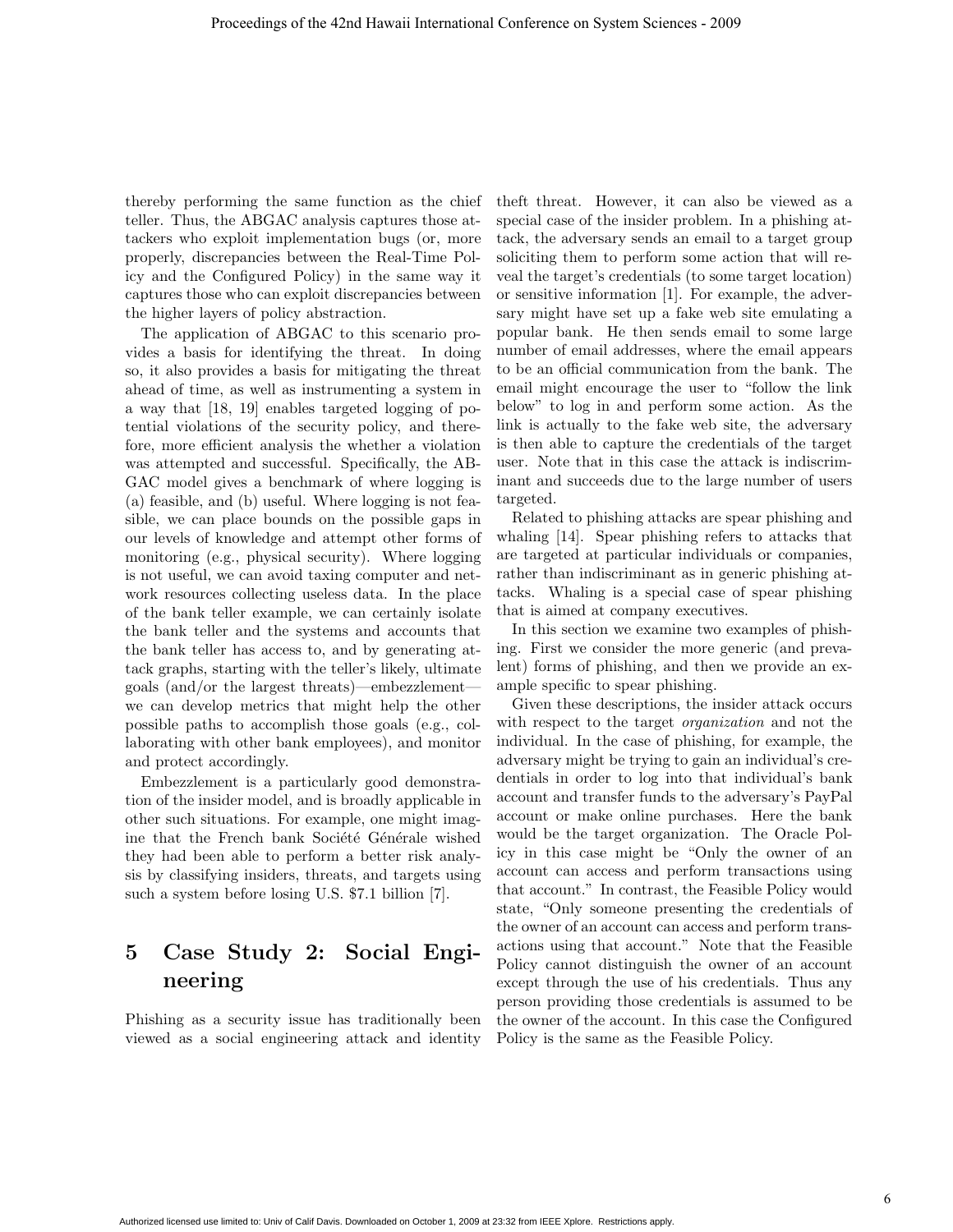thereby performing the same function as the chief teller. Thus, the ABGAC analysis captures those attackers who exploit implementation bugs (or, more properly, discrepancies between the Real-Time Policy and the Configured Policy) in the same way it captures those who can exploit discrepancies between the higher layers of policy abstraction.

The application of ABGAC to this scenario provides a basis for identifying the threat. In doing so, it also provides a basis for mitigating the threat ahead of time, as well as instrumenting a system in a way that [18, 19] enables targeted logging of potential violations of the security policy, and therefore, more efficient analysis the whether a violation was attempted and successful. Specifically, the ABGAC model gives a benchmark of where logging is (a) feasible, and (b) useful. Where logging is not feasible, we can place bounds on the possible gaps in our levels of knowledge and attempt other forms of monitoring (e.g., physical security). Where logging is not useful, we can avoid taxing computer and network resources collecting useless data. In the place of the bank teller example, we can certainly isolate the bank teller and the systems and accounts that the bank teller has access to, and by generating attack graphs, starting with the teller's likely, ultimate goals (and/or the largest threats)—embezzlement—we can develop metrics that might help the other possible paths to accomplish those goals (e.g., collaborating with other bank employees), and monitor and protect accordingly.

Embezzlement is a particularly good demonstration of the insider model, and is broadly applicable in other such situations. For example, one might imagine that the French bank Société Générale wished they had been able to perform a better risk analysis by classifying insiders, threats, and targets using such a system before losing U.S. $7.1 billion [7].

## 5 Case Study 2: Social Engineering

Phishing as a security issue has traditionally been viewed as a social engineering attack and identity theft threat. However, it can also be viewed as a special case of the insider problem. In a phishing attack, the adversary sends an email to a target group soliciting them to perform some action that will reveal the target's credentials (to some target location) or sensitive information [1]. For example, the adversary might have set up a fake web site emulating a popular bank. He then sends email to some large number of email addresses, where the email appears to be an official communication from the bank. The email might encourage the user to "follow the link below" to log in and perform some action. As the link is actually to the fake web site, the adversary is then able to capture the credentials of the target user. Note that in this case the attack is indiscriminant and succeeds due to the large number of users targeted.

Related to phishing attacks are spear phishing and whaling [14]. Spear phishing refers to attacks that are targeted at particular individuals or companies, rather than indiscriminant as in generic phishing attacks. Whaling is a special case of spear phishing that is aimed at company executives.

In this section we examine two examples of phishing. First we consider the more generic (and prevalent) forms of phishing, and then we provide an example specific to spear phishing.

Given these descriptions, the insider attack occurs with respect to the target *organization* and not the individual. In the case of phishing, for example, the adversary might be trying to gain an individual's credentials in order to log into that individual's bank account and transfer funds to the adversary's PayPal account or make online purchases. Here the bank would be the target organization. The Oracle Policy in this case might be "Only the owner of an account can access and perform transactions using that account." In contrast, the Feasible Policy would state, "Only someone presenting the credentials of the owner of an account can access and perform transactions using that account." Note that the Feasible Policy cannot distinguish the owner of an account except through the use of his credentials. Thus any person providing those credentials is assumed to be the owner of the account. In this case the Configured Policy is the same as the Feasible Policy.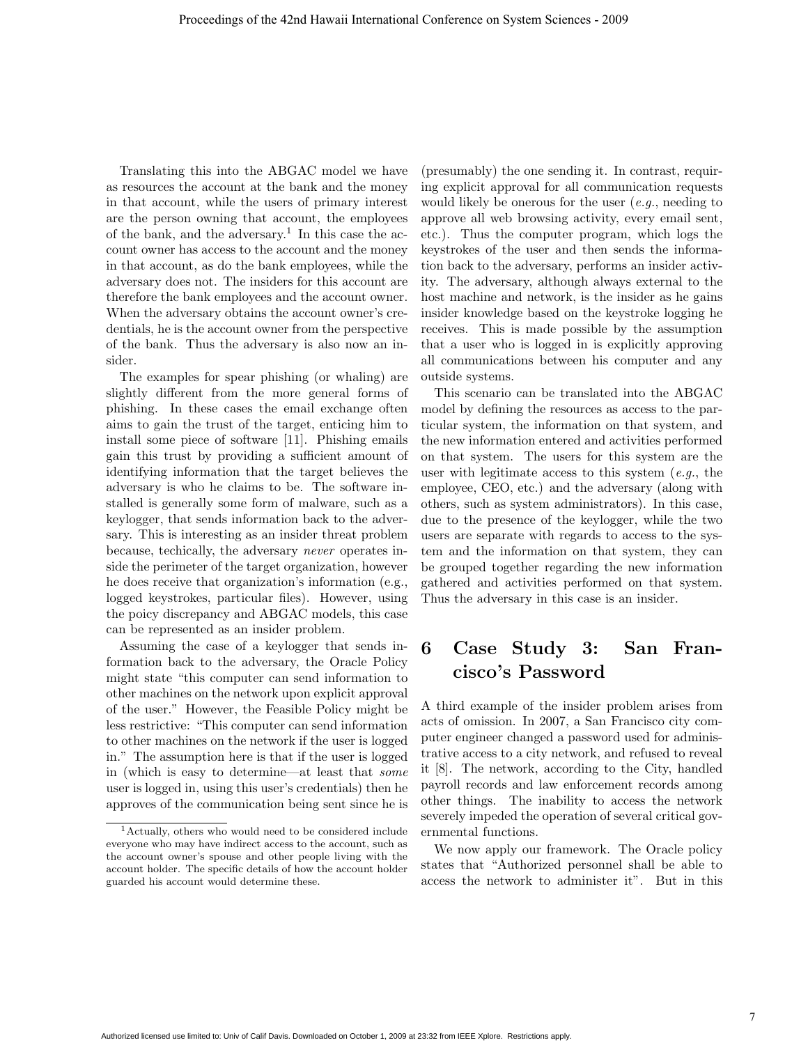Translating this into the ABGAC model we have as resources the account at the bank and the money in that account, while the users of primary interest are the person owning that account, the employees of the bank, and the adversary.[1] In this case the account owner has access to the account and the money in that account, as do the bank employees, while the adversary does not. The insiders for this account are therefore the bank employees and the account owner. When the adversary obtains the account owner's credentials, he is the account owner from the perspective of the bank. Thus the adversary is also now an insider.

The examples for spear phishing (or whaling) are slightly different from the more general forms of phishing. In these cases the email exchange often aims to gain the trust of the target, enticing him to install some piece of software [11]. Phishing emails gain this trust by providing a sufficient amount of identifying information that the target believes the adversary is who he claims to be. The software installed is generally some form of malware, such as a keylogger, that sends information back to the adversary. This is interesting as an insider threat problem because, techically, the adversary *never* operates inside the perimeter of the target organization, however he does receive that organization's information (e.g., logged keystrokes, particular files). However, using the poicy discrepancy and ABGAC models, this case can be represented as an insider problem.

Assuming the case of a keylogger that sends information back to the adversary, the Oracle Policy might state "this computer can send information to other machines on the network upon explicit approval of the user." However, the Feasible Policy might be less restrictive: "This computer can send information to other machines on the network if the user is logged in." The assumption here is that if the user is logged in (which is easy to determine—at least that *some* user is logged in, using this user's credentials) then he approves of the communication being sent since he is (presumably) the one sending it. In contrast, requiring explicit approval for all communication requests would likely be onerous for the user (*e.g.*, needing to approve all web browsing activity, every email sent, etc.). Thus the computer program, which logs the keystrokes of the user and then sends the information back to the adversary, performs an insider activity. The adversary, although always external to the host machine and network, is the insider as he gains insider knowledge based on the keystroke logging he receives. This is made possible by the assumption that a user who is logged in is explicitly approving all communications between his computer and any outside systems.

This scenario can be translated into the ABGAC model by defining the resources as access to the particular system, the information on that system, and the new information entered and activities performed on that system. The users for this system are the user with legitimate access to this system (*e.g.*, the employee, CEO, etc.) and the adversary (along with others, such as system administrators). In this case, due to the presence of the keylogger, while the two users are separate with regards to access to the system and the information on that system, they can be grouped together regarding the new information gathered and activities performed on that system. Thus the adversary in this case is an insider.

# 6 Case Study 3: San Francisco's Password

A third example of the insider problem arises from acts of omission. In 2007, a San Francisco city computer engineer changed a password used for administrative access to a city network, and refused to reveal it [8]. The network, according to the City, handled payroll records and law enforcement records among other things. The inability to access the network severely impeded the operation of several critical governmental functions.

We now apply our framework. The Oracle policy states that "Authorized personnel shall be able to access the network to administer it". But in this

[1] Actually, others who would need to be considered include everyone who may have indirect access to the account, such as the account owner's spouse and other people living with the account holder. The specific details of how the account holder guarded his account would determine these.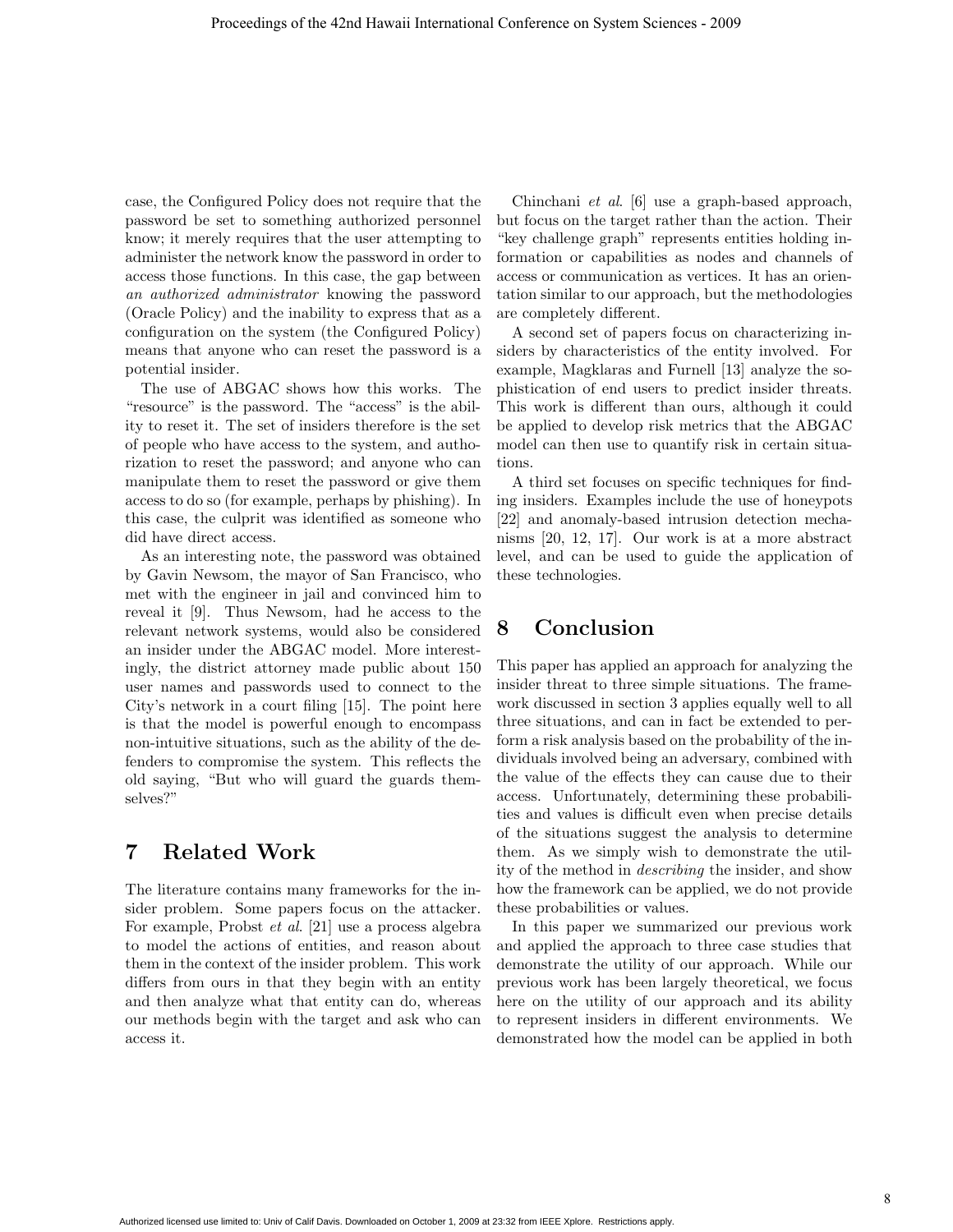case, the Configured Policy does not require that the password be set to something authorized personnel know; it merely requires that the user attempting to administer the network know the password in order to access those functions. In this case, the gap between *an authorized administrator* knowing the password (Oracle Policy) and the inability to express that as a configuration on the system (the Configured Policy) means that anyone who can reset the password is a potential insider.

The use of ABGAC shows how this works. The "resource" is the password. The "access" is the ability to reset it. The set of insiders therefore is the set of people who have access to the system, and authorization to reset the password; and anyone who can manipulate them to reset the password or give them access to do so (for example, perhaps by phishing). In this case, the culprit was identified as someone who did have direct access.

As an interesting note, the password was obtained by Gavin Newsom, the mayor of San Francisco, who met with the engineer in jail and convinced him to reveal it [9]. Thus Newsom, had he access to the relevant network systems, would also be considered an insider under the ABGAC model. More interestingly, the district attorney made public about 150 user names and passwords used to connect to the City's network in a court filing [15]. The point here is that the model is powerful enough to encompass non-intuitive situations, such as the ability of the defenders to compromise the system. This reflects the old saying, "But who will guard the guards themselves?"

# 7 Related Work

The literature contains many frameworks for the insider problem. Some papers focus on the attacker. For example, Probst *et al.* [21] use a process algebra to model the actions of entities, and reason about them in the context of the insider problem. This work differs from ours in that they begin with an entity and then analyze what that entity can do, whereas our methods begin with the target and ask who can access it.

Chinchani *et al.* [6] use a graph-based approach, but focus on the target rather than the action. Their "key challenge graph" represents entities holding information or capabilities as nodes and channels of access or communication as vertices. It has an orientation similar to our approach, but the methodologies are completely different.

A second set of papers focus on characterizing insiders by characteristics of the entity involved. For example, Magklaras and Furnell [13] analyze the sophistication of end users to predict insider threats. This work is different than ours, although it could be applied to develop risk metrics that the ABGAC model can then use to quantify risk in certain situations.

A third set focuses on specific techniques for finding insiders. Examples include the use of honeypots [22] and anomaly-based intrusion detection mechanisms [20, 12, 17]. Our work is at a more abstract level, and can be used to guide the application of these technologies.

# 8 Conclusion

This paper has applied an approach for analyzing the insider threat to three simple situations. The framework discussed in section 3 applies equally well to all three situations, and can in fact be extended to perform a risk analysis based on the probability of the individuals involved being an adversary, combined with the value of the effects they can cause due to their access. Unfortunately, determining these probabilities and values is difficult even when precise details of the situations suggest the analysis to determine them. As we simply wish to demonstrate the utility of the method in *describing* the insider, and show how the framework can be applied, we do not provide these probabilities or values.

In this paper we summarized our previous work and applied the approach to three case studies that demonstrate the utility of our approach. While our previous work has been largely theoretical, we focus here on the utility of our approach and its ability to represent insiders in different environments. We demonstrated how the model can be applied in both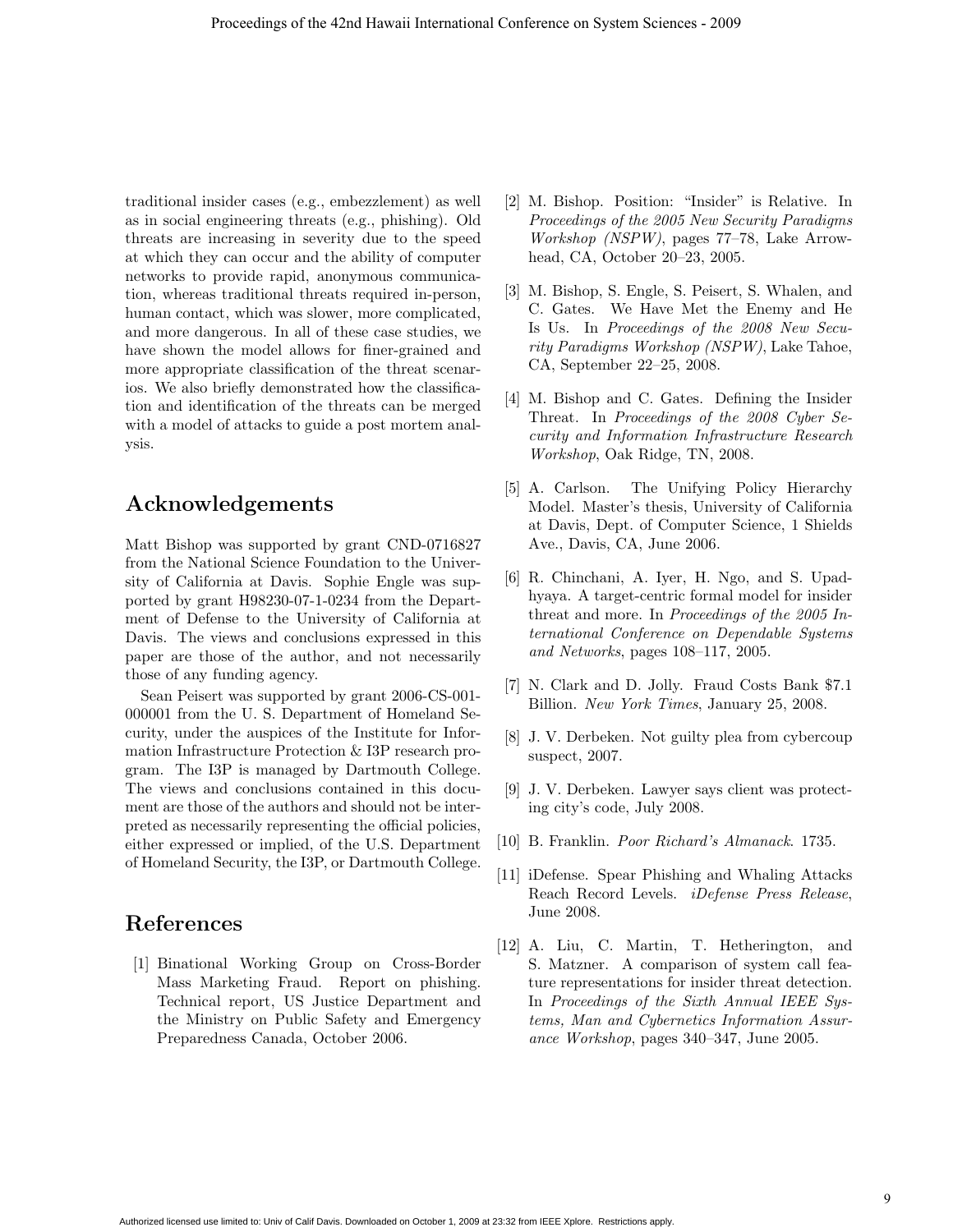traditional insider cases (e.g., embezzlement) as well as in social engineering threats (e.g., phishing). Old threats are increasing in severity due to the speed at which they can occur and the ability of computer networks to provide rapid, anonymous communication, whereas traditional threats required in-person, human contact, which was slower, more complicated, and more dangerous. In all of these case studies, we have shown the model allows for finer-grained and more appropriate classification of the threat scenarios. We also briefly demonstrated how the classification and identification of the threats can be merged with a model of attacks to guide a post mortem analysis.

## Acknowledgements

Matt Bishop was supported by grant CND-0716827 from the National Science Foundation to the University of California at Davis. Sophie Engle was supported by grant H98230-07-1-0234 from the Department of Defense to the University of California at Davis. The views and conclusions expressed in this paper are those of the author, and not necessarily those of any funding agency.

Sean Peisert was supported by grant 2006-CS-001-000001 from the U. S. Department of Homeland Security, under the auspices of the Institute for Information Infrastructure Protection & I3P research program. The I3P is managed by Dartmouth College. The views and conclusions contained in this document are those of the authors and should not be interpreted as necessarily representing the official policies, either expressed or implied, of the U.S. Department of Homeland Security, the I3P, or Dartmouth College.

## References

[1] Binational Working Group on Cross-Border Mass Marketing Fraud. Report on phishing. Technical report, US Justice Department and the Ministry on Public Safety and Emergency Preparedness Canada, October 2006.

[2] M. Bishop. Position: "Insider" is Relative. In *Proceedings of the 2005 New Security Paradigms Workshop (NSPW)*, pages 77–78, Lake Arrowhead, CA, October 20–23, 2005.

[3] M. Bishop, S. Engle, S. Peisert, S. Whalen, and C. Gates. We Have Met the Enemy and He Is Us. In *Proceedings of the 2008 New Security Paradigms Workshop (NSPW)*, Lake Tahoe, CA, September 22–25, 2008.

[4] M. Bishop and C. Gates. Defining the Insider Threat. In *Proceedings of the 2008 Cyber Security and Information Infrastructure Research Workshop*, Oak Ridge, TN, 2008.

[5] A. Carlson. The Unifying Policy Hierarchy Model. Master's thesis, University of California at Davis, Dept. of Computer Science, 1 Shields Ave., Davis, CA, June 2006.

[6] R. Chinchani, A. Iyer, H. Ngo, and S. Upadhyaya. A target-centric formal model for insider threat and more. In *Proceedings of the 2005 International Conference on Dependable Systems and Networks*, pages 108–117, 2005.

[7] N. Clark and D. Jolly. Fraud Costs Bank $7.1 Billion. *New York Times*, January 25, 2008.

[8] J. V. Derbeken. Not guilty plea from cybercoup suspect, 2007.

[9] J. V. Derbeken. Lawyer says client was protecting city's code, July 2008.

[10] B. Franklin. *Poor Richard's Almanack*. 1735.

[11] iDefense. Spear Phishing and Whaling Attacks Reach Record Levels. *iDefense Press Release*, June 2008.

[12] A. Liu, C. Martin, T. Hetherington, and S. Matzner. A comparison of system call feature representations for insider threat detection. In *Proceedings of the Sixth Annual IEEE Systems, Man and Cybernetics Information Assurance Workshop*, pages 340–347, June 2005.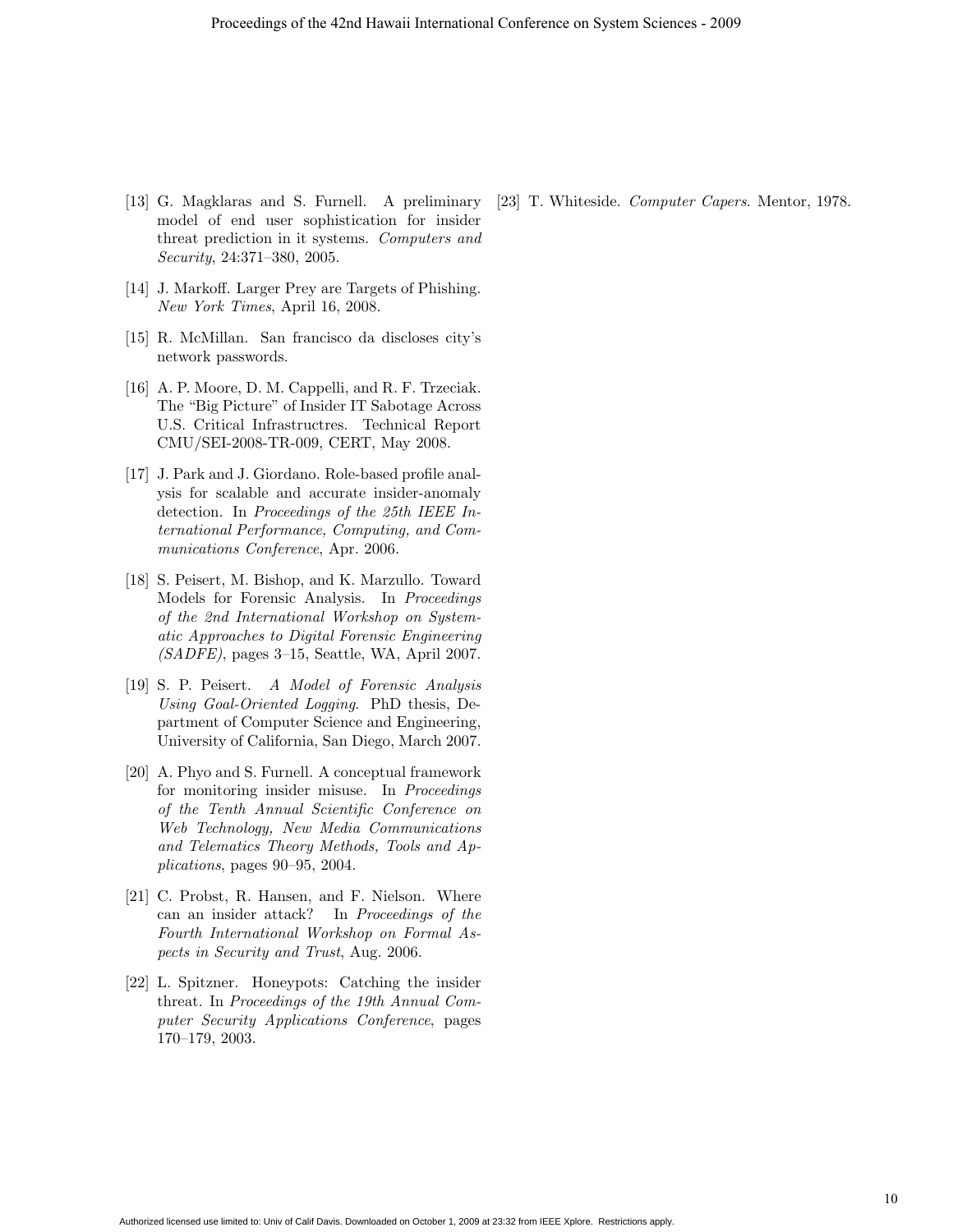[13] G. Magklaras and S. Furnell. A preliminary model of end user sophistication for insider threat prediction in it systems. *Computers and Security*, 24:371–380, 2005.

[14] J. Markoff. Larger Prey are Targets of Phishing. *New York Times*, April 16, 2008.

[15] R. McMillan. San francisco da discloses city's network passwords.

[16] A. P. Moore, D. M. Cappelli, and R. F. Trzeciak. The "Big Picture" of Insider IT Sabotage Across U.S. Critical Infrastructres. Technical Report CMU/SEI-2008-TR-009, CERT, May 2008.

[17] J. Park and J. Giordano. Role-based profile analysis for scalable and accurate insider-anomaly detection. In *Proceedings of the 25th IEEE International Performance, Computing, and Communications Conference*, Apr. 2006.

[18] S. Peisert, M. Bishop, and K. Marzullo. Toward Models for Forensic Analysis. In *Proceedings of the 2nd International Workshop on Systematic Approaches to Digital Forensic Engineering (SADFE)*, pages 3–15, Seattle, WA, April 2007.

[19] S. P. Peisert. *A Model of Forensic Analysis Using Goal-Oriented Logging*. PhD thesis, Department of Computer Science and Engineering, University of California, San Diego, March 2007.

[20] A. Phyo and S. Furnell. A conceptual framework for monitoring insider misuse. In *Proceedings of the Tenth Annual Scientific Conference on Web Technology, New Media Communications and Telematics Theory Methods, Tools and Applications*, pages 90–95, 2004.

[21] C. Probst, R. Hansen, and F. Nielson. Where can an insider attack? In *Proceedings of the Fourth International Workshop on Formal Aspects in Security and Trust*, Aug. 2006.

[22] L. Spitzner. Honeypots: Catching the insider threat. In *Proceedings of the 19th Annual Computer Security Applications Conference*, pages 170–179, 2003.

[23] T. Whiteside. *Computer Capers*. Mentor, 1978.